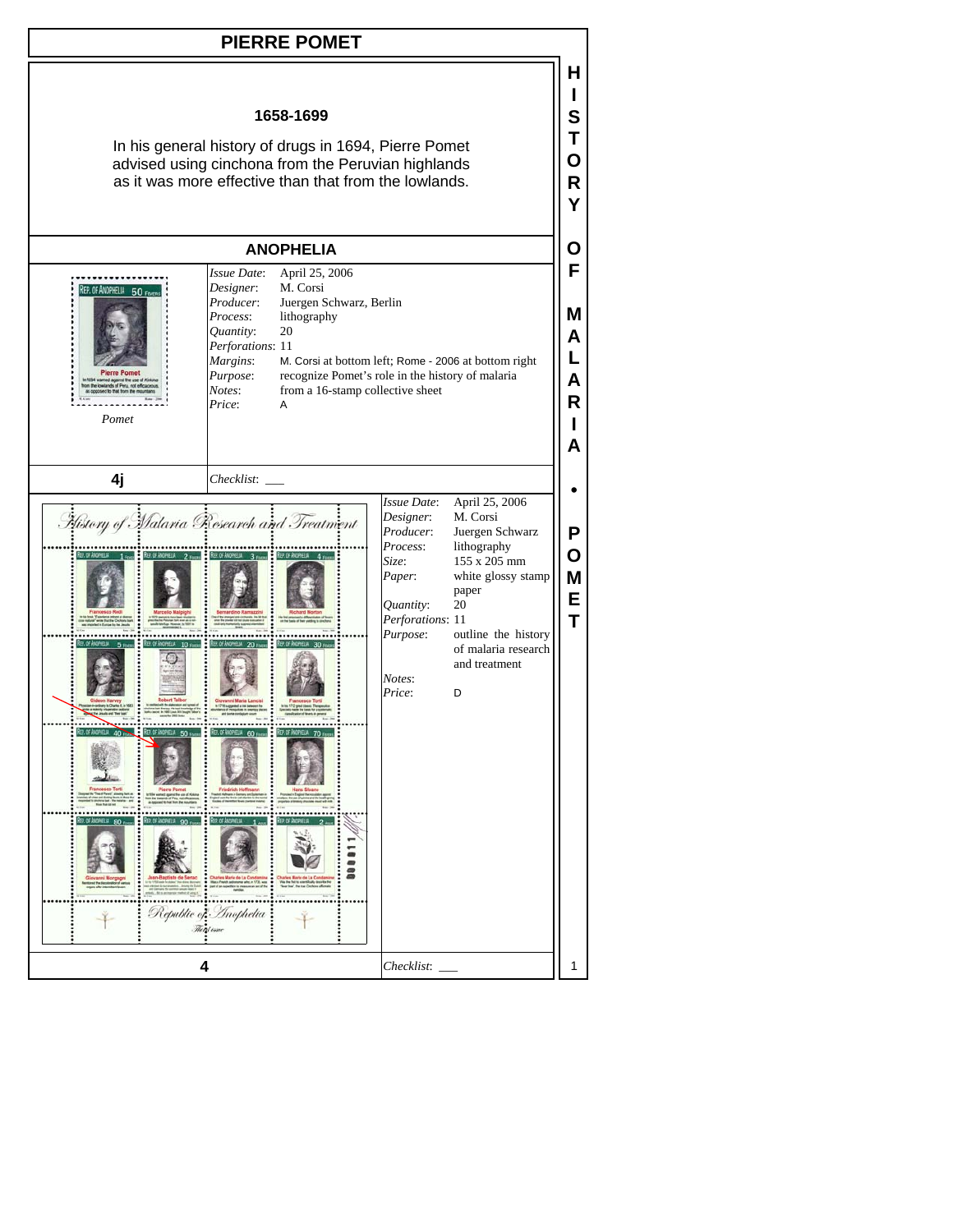# PIERRE POMET

**1658-1699**

In his general history of drugs in 1694, Pierre Pomet advised using cinchona from the Peruvian highlands as it was more effective than that from the lowlands.

## ANOPHELIA

*Pomet*

| | |
|---|---|
| *Issue Date*: | April 25, 2006 |
| *Designer*: | M. Corsi |
| *Producer*: | Juergen Schwarz, Berlin |
| *Process*: | lithography |
| *Quantity*: | 20 |
| *Perforations*: | 11 |
| *Margins*: | M. Corsi at bottom left; Rome - 2006 at bottom right |
| *Purpose*: | recognize Pomet's role in the history of malaria |
| *Notes*: | from a 16-stamp collective sheet |
| *Price*: | A |

**4j** *Checklist*: ___

| | |
|---|---|
| *Issue Date*: | April 25, 2006 |
| *Designer*: | M. Corsi |
| *Producer*: | Juergen Schwarz |
| *Process*: | lithography |
| *Size*: | 155 x 205 mm |
| *Paper*: | white glossy stamp paper |
| *Quantity*: | 20 |
| *Perforations*: | 11 |
| *Purpose*: | outline the history of malaria research and treatment |
| *Notes*: | |
| *Price*: | D |

**4** *Checklist*: ___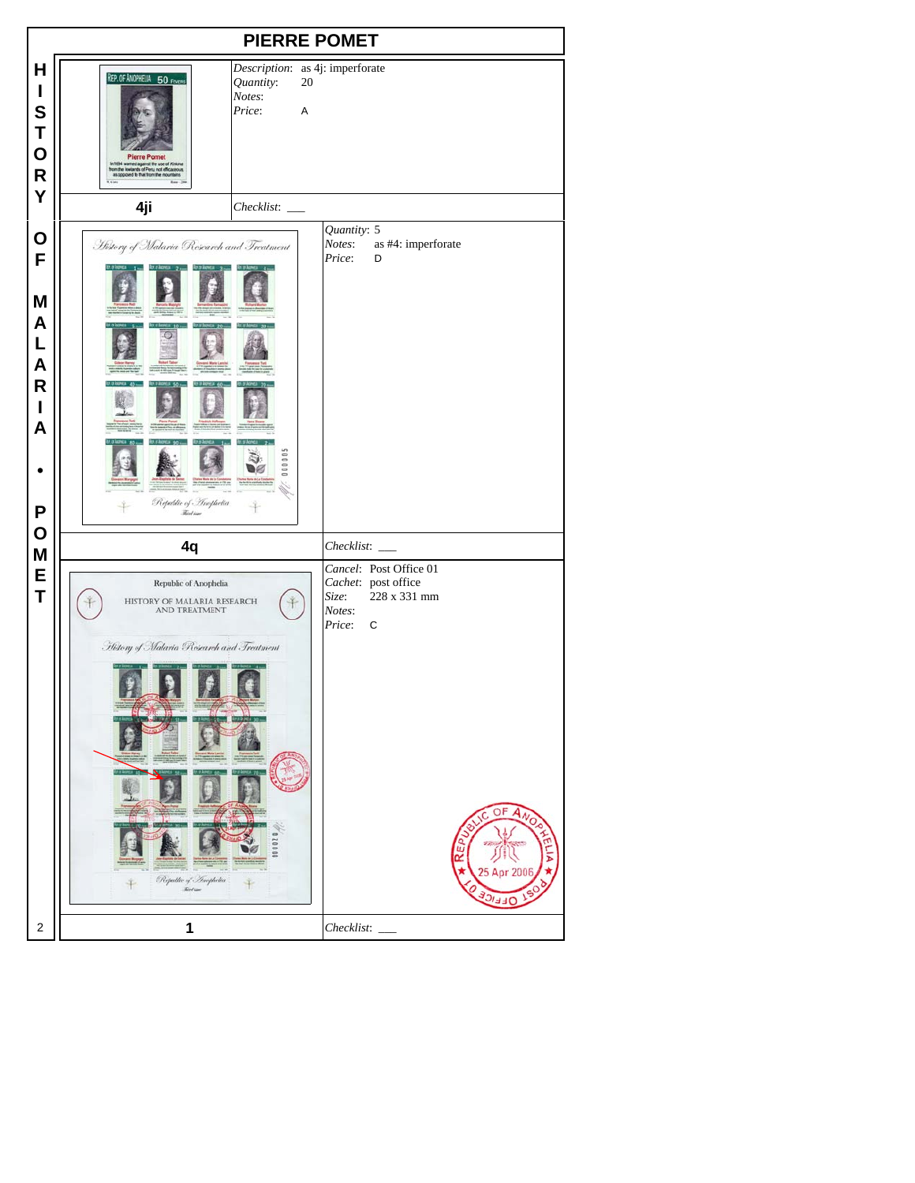# PIERRE POMET

HISTORY OF MALARIA • POMET

| | |
|---|---|
| **4ji** | *Description*: as 4j: imperforate<br>*Quantity*: 20<br>*Notes*:<br>*Price*: A<br><br>*Checklist*: ___ |
| **4q** | *Quantity*: 5<br>*Notes*: as #4: imperforate<br>*Price*: D<br><br>*Checklist*: ___ |
| **1** | *Cancel*: Post Office 01<br>*Cachet*: post office<br>*Size*: 228 x 331 mm<br>*Notes*:<br>*Price*: C<br><br>*Checklist*: ___ |